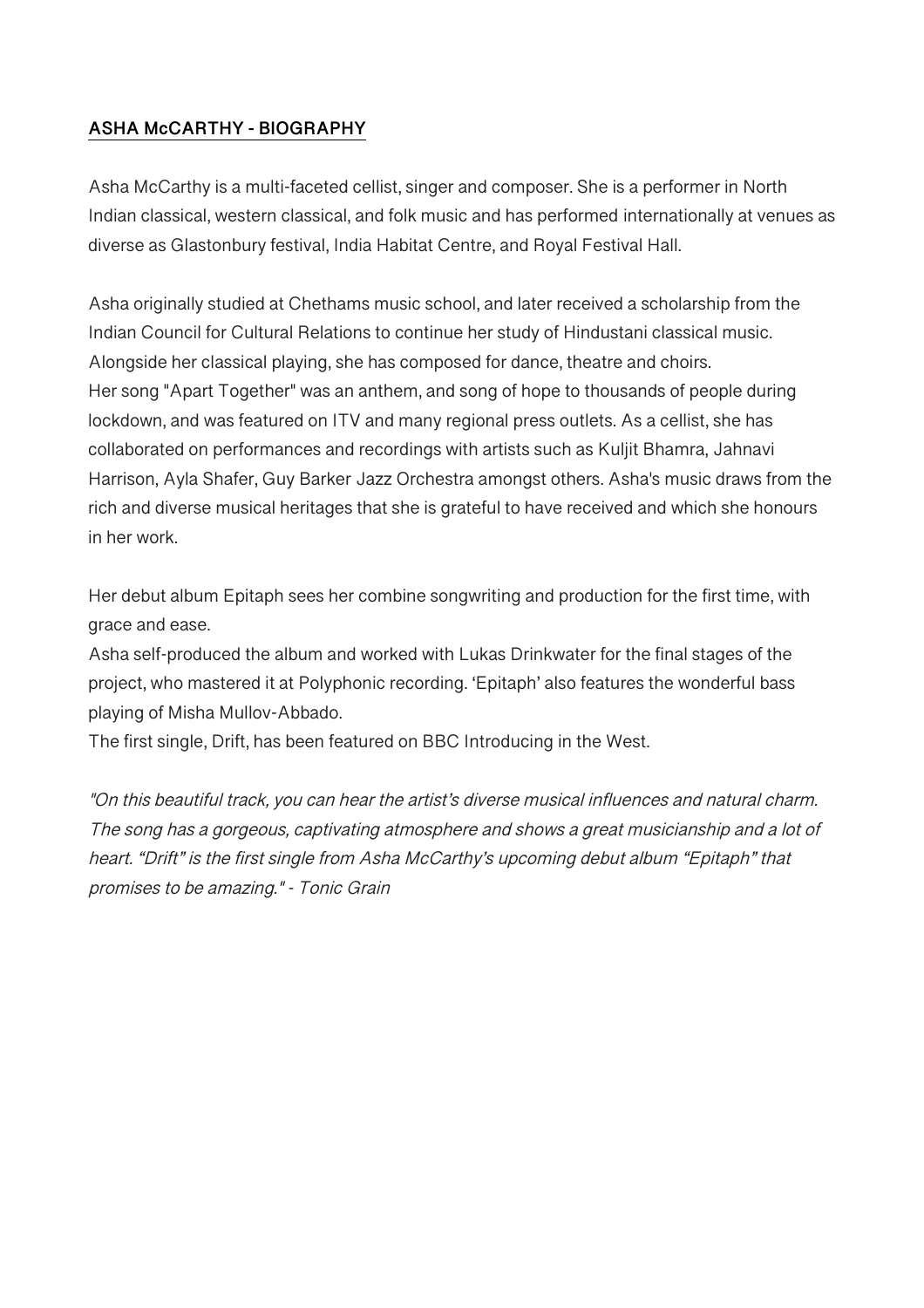## ASHA McCARTHY - BIOGRAPHY

Asha McCarthy is a multi-faceted cellist, singer and composer. She is a performer in North Indian classical, western classical, and folk music and has performed internationally at venues as diverse as Glastonbury festival, India Habitat Centre, and Royal Festival Hall.

Asha originally studied at Chethams music school, and later received a scholarship from the Indian Council for Cultural Relations to continue her study of Hindustani classical music. Alongside her classical playing, she has composed for dance, theatre and choirs.
Her song "Apart Together" was an anthem, and song of hope to thousands of people during lockdown, and was featured on ITV and many regional press outlets. As a cellist, she has collaborated on performances and recordings with artists such as Kuljit Bhamra, Jahnavi Harrison, Ayla Shafer, Guy Barker Jazz Orchestra amongst others. Asha's music draws from the rich and diverse musical heritages that she is grateful to have received and which she honours in her work.

Her debut album Epitaph sees her combine songwriting and production for the first time, with grace and ease.
Asha self-produced the album and worked with Lukas Drinkwater for the final stages of the project, who mastered it at Polyphonic recording. 'Epitaph' also features the wonderful bass playing of Misha Mullov-Abbado.
The first single, Drift, has been featured on BBC Introducing in the West.

*"On this beautiful track, you can hear the artist's diverse musical influences and natural charm. The song has a gorgeous, captivating atmosphere and shows a great musicianship and a lot of heart. "Drift" is the first single from Asha McCarthy's upcoming debut album "Epitaph" that promises to be amazing." - Tonic Grain*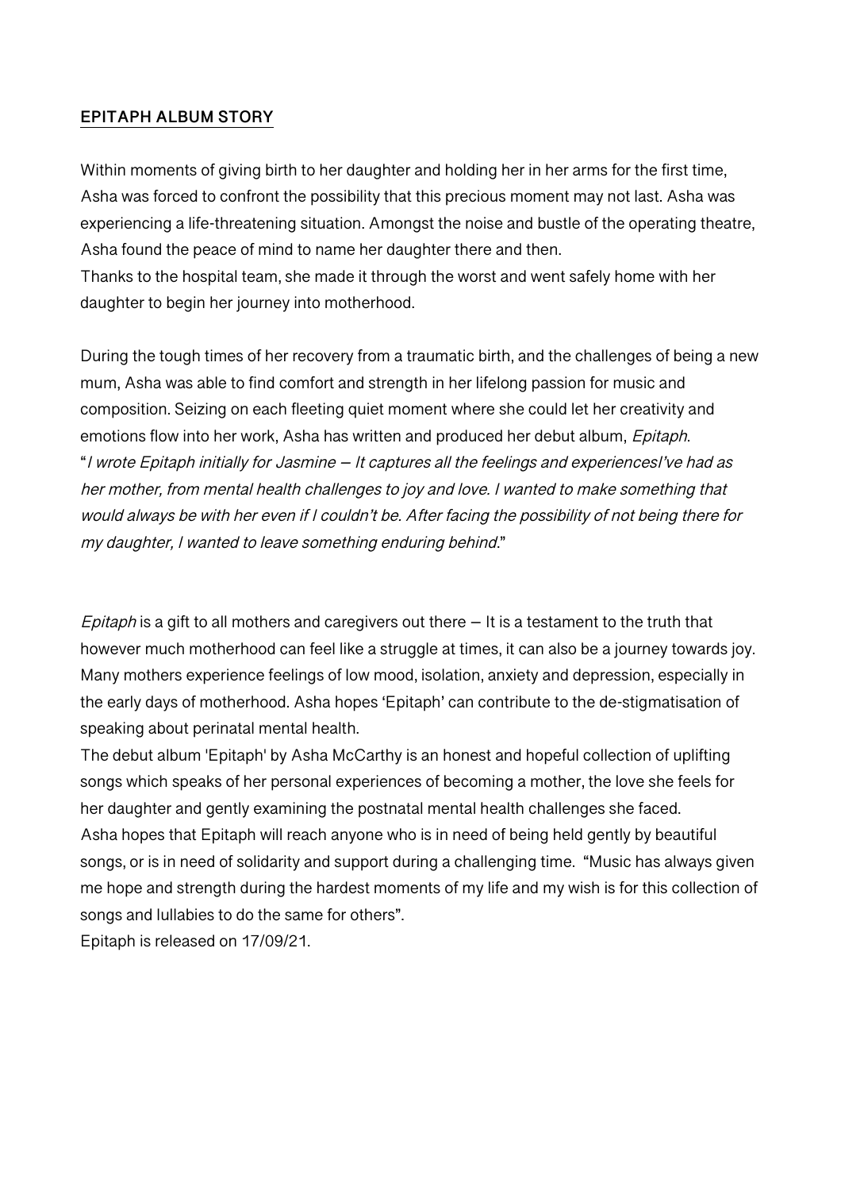**EPITAPH ALBUM STORY**

Within moments of giving birth to her daughter and holding her in her arms for the first time, Asha was forced to confront the possibility that this precious moment may not last. Asha was experiencing a life-threatening situation. Amongst the noise and bustle of the operating theatre, Asha found the peace of mind to name her daughter there and then.
Thanks to the hospital team, she made it through the worst and went safely home with her daughter to begin her journey into motherhood.

During the tough times of her recovery from a traumatic birth, and the challenges of being a new mum, Asha was able to find comfort and strength in her lifelong passion for music and composition. Seizing on each fleeting quiet moment where she could let her creativity and emotions flow into her work, Asha has written and produced her debut album, *Epitaph*.
"*I wrote Epitaph initially for Jasmine – It captures all the feelings and experiencesI've had as her mother, from mental health challenges to joy and love. I want to make something that would always be with her even if I couldn't be. After facing the possibility of not being there for my daughter, I wanted to leave something enduring behind*."

*Epitaph* is a gift to all mothers and caregivers out there – It is a testament to the truth that however much motherhood can feel like a struggle at times, it can also be a journey towards joy. Many mothers experience feelings of low mood, isolation, anxiety and depression, especially in the early days of motherhood. Asha hopes 'Epitaph' can contribute to the de-stigmatisation of speaking about perinatal mental health.
The debut album 'Epitaph' by Asha McCarthy is an honest and hopeful collection of uplifting songs which speaks of her personal experiences of becoming a mother, the love she feels for her daughter and gently examining the postnatal mental health challenges she faced.
Asha hopes that Epitaph will reach anyone who is in need of being held gently by beautiful songs, or is in need of solidarity and support during a challenging time. "Music has always given me hope and strength during the hardest moments of my life and my wish is for this collection of songs and lullabies to do the same for others".
Epitaph is released on 17/09/21.